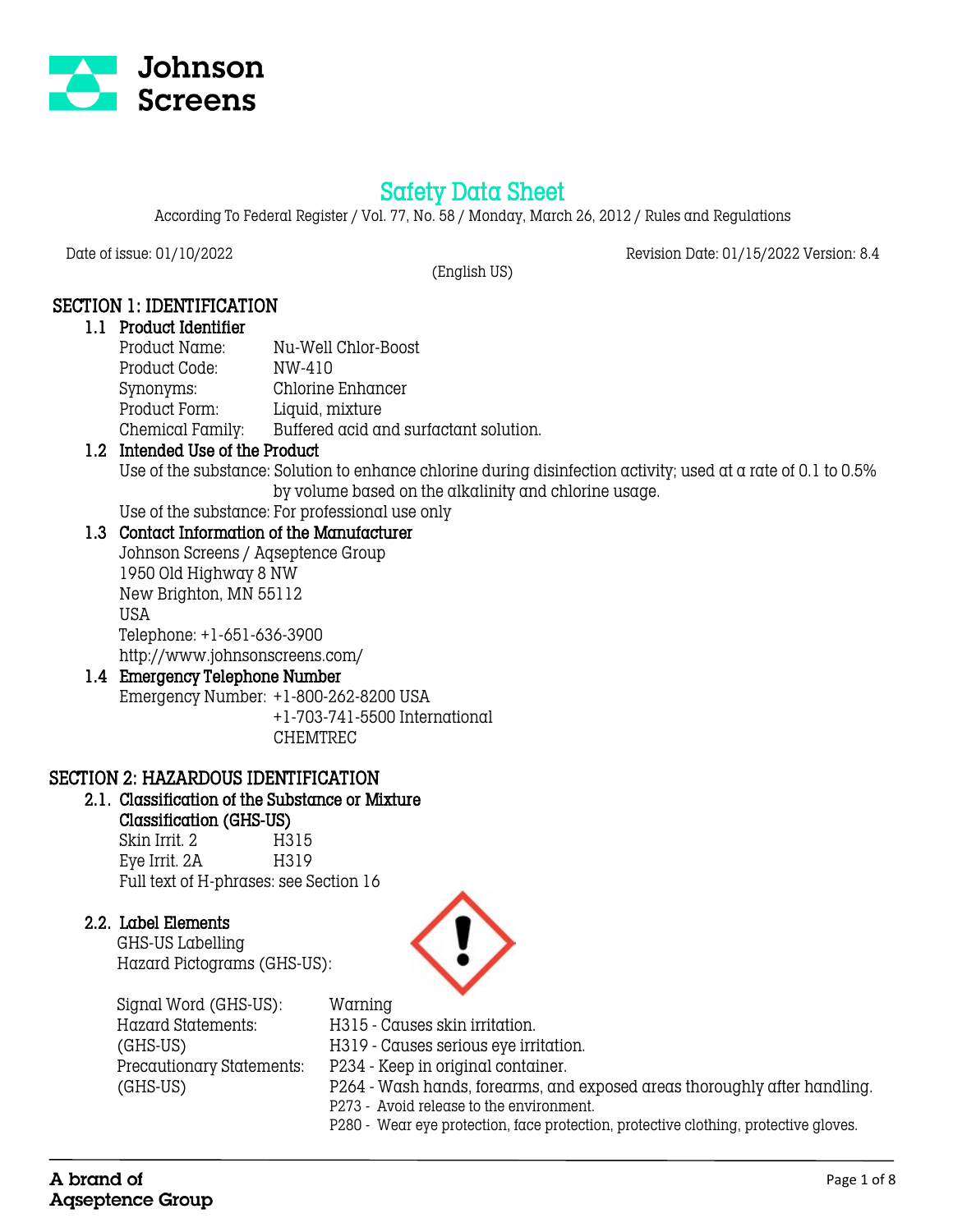# Safety Data Sheet

According To Federal Register / Vol. 77, No. 58 / Monday, March 26, 2012 / Rules and Regulations

Date of issue: 01/10/2022 Revision Date: 01/15/2022 Version: 8.4

(English US)

## SECTION 1: IDENTIFICATION

### 1.1 Product Identifier

| | |
|---|---|
| Product Name: | Nu-Well Chlor-Boost |
| Product Code: | NW-410 |
| Synonyms: | Chlorine Enhancer |
| Product Form: | Liquid, mixture |
| Chemical Family: | Buffered acid and surfactant solution. |

### 1.2 Intended Use of the Product

Use of the substance: Solution to enhance chlorine during disinfection activity; used at a rate of 0.1 to 0.5% by volume based on the alkalinity and chlorine usage.

Use of the substance: For professional use only

### 1.3 Contact Information of the Manufacturer

Johnson Screens / Aqseptence Group
1950 Old Highway 8 NW
New Brighton, MN 55112
USA
Telephone: +1-651-636-3900
http://www.johnsonscreens.com/

### 1.4 Emergency Telephone Number

Emergency Number: +1-800-262-8200 USA
+1-703-741-5500 International
CHEMTREC

## SECTION 2: HAZARDOUS IDENTIFICATION

### 2.1. Classification of the Substance or Mixture

**Classification (GHS-US)**

| | |
|---|---|
| Skin Irrit. 2 | H315 |
| Eye Irrit. 2A | H319 |

Full text of H-phrases: see Section 16

### 2.2. Label Elements

GHS-US Labelling

Hazard Pictograms (GHS-US):

Signal Word (GHS-US): Warning

Hazard Statements (GHS-US):
- H315 - Causes skin irritation.
- H319 - Causes serious eye irritation.

Precautionary Statements (GHS-US):
- P234 - Keep in original container.
- P264 - Wash hands, forearms, and exposed areas thoroughly after handling.
- P273 - Avoid release to the environment.
- P280 - Wear eye protection, face protection, protective clothing, protective gloves.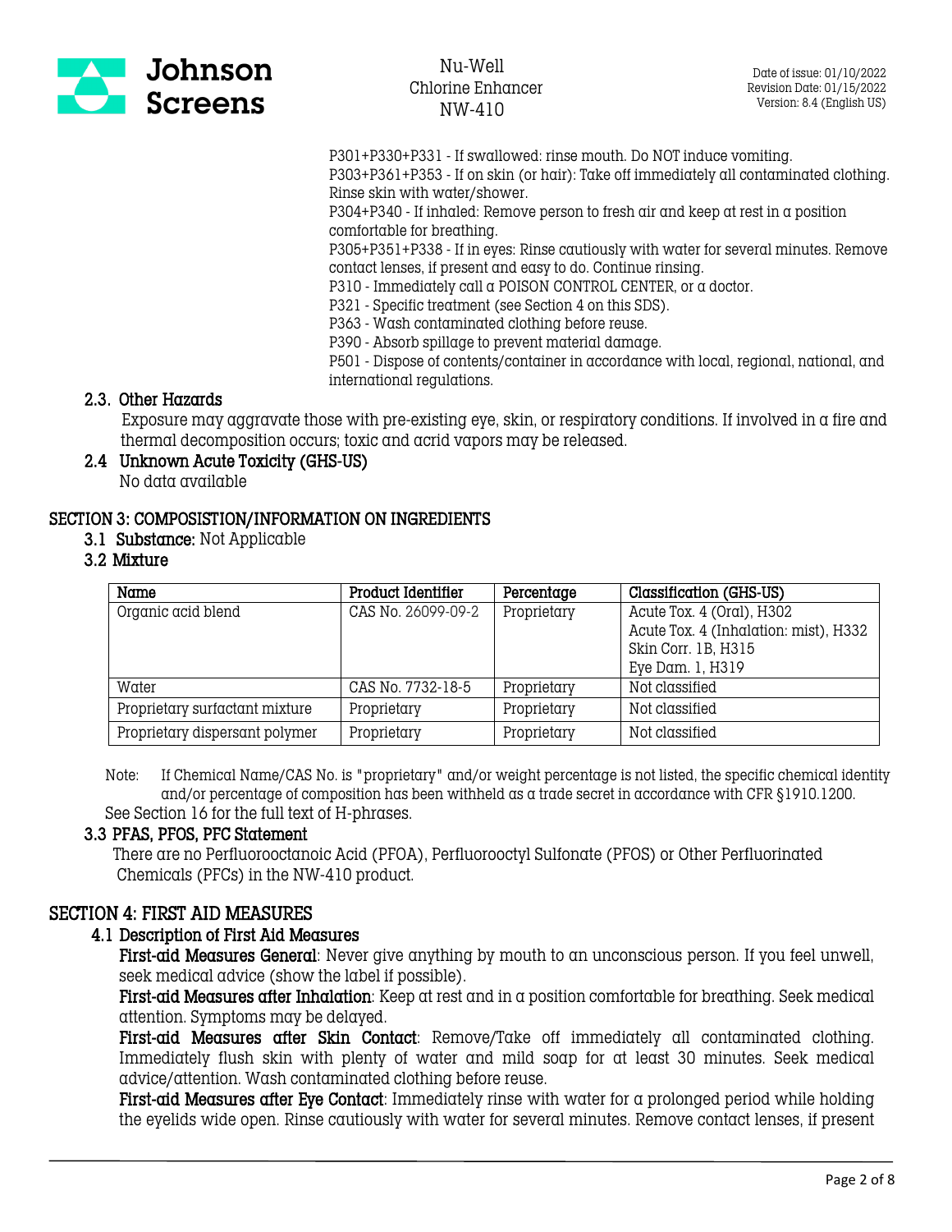P301+P330+P331 - If swallowed: rinse mouth. Do NOT induce vomiting.
P303+P361+P353 - If on skin (or hair): Take off immediately all contaminated clothing. Rinse skin with water/shower.
P304+P340 - If inhaled: Remove person to fresh air and keep at rest in a position comfortable for breathing.
P305+P351+P338 - If in eyes: Rinse cautiously with water for several minutes. Remove contact lenses, if present and easy to do. Continue rinsing.
P310 - Immediately call a POISON CONTROL CENTER, or a doctor.
P321 - Specific treatment (see Section 4 on this SDS).
P363 - Wash contaminated clothing before reuse.
P390 - Absorb spillage to prevent material damage.
P501 - Dispose of contents/container in accordance with local, regional, national, and international regulations.

### 2.3. Other Hazards

Exposure may aggravate those with pre-existing eye, skin, or respiratory conditions. If involved in a fire and thermal decomposition occurs; toxic and acrid vapors may be released.

### 2.4 Unknown Acute Toxicity (GHS-US)

No data available

## SECTION 3: COMPOSISTION/INFORMATION ON INGREDIENTS

### 3.1 Substance: Not Applicable

### 3.2 Mixture

| Name | Product Identifier | Percentage | Classification (GHS-US) |
|---|---|---|---|
| Organic acid blend | CAS No. 26099-09-2 | Proprietary | Acute Tox. 4 (Oral), H302<br>Acute Tox. 4 (Inhalation: mist), H332<br>Skin Corr. 1B, H315<br>Eye Dam. 1, H319 |
| Water | CAS No. 7732-18-5 | Proprietary | Not classified |
| Proprietary surfactant mixture | Proprietary | Proprietary | Not classified |
| Proprietary dispersant polymer | Proprietary | Proprietary | Not classified |

Note: If Chemical Name/CAS No. is "proprietary" and/or weight percentage is not listed, the specific chemical identity and/or percentage of composition has been withheld as a trade secret in accordance with CFR §1910.1200.
See Section 16 for the full text of H-phrases.

### 3.3 PFAS, PFOS, PFC Statement

There are no Perfluorooctanoic Acid (PFOA), Perfluorooctyl Sulfonate (PFOS) or Other Perfluorinated Chemicals (PFCs) in the NW-410 product.

## SECTION 4: FIRST AID MEASURES

### 4.1 Description of First Aid Measures

**First-aid Measures General**: Never give anything by mouth to an unconscious person. If you feel unwell, seek medical advice (show the label if possible).

**First-aid Measures after Inhalation**: Keep at rest and in a position comfortable for breathing. Seek medical attention. Symptoms may be delayed.

**First-aid Measures after Skin Contact**: Remove/Take off immediately all contaminated clothing. Immediately flush skin with plenty of water and mild soap for at least 30 minutes. Seek medical advice/attention. Wash contaminated clothing before reuse.

**First-aid Measures after Eye Contact**: Immediately rinse with water for a prolonged period while holding the eyelids wide open. Rinse cautiously with water for several minutes. Remove contact lenses, if present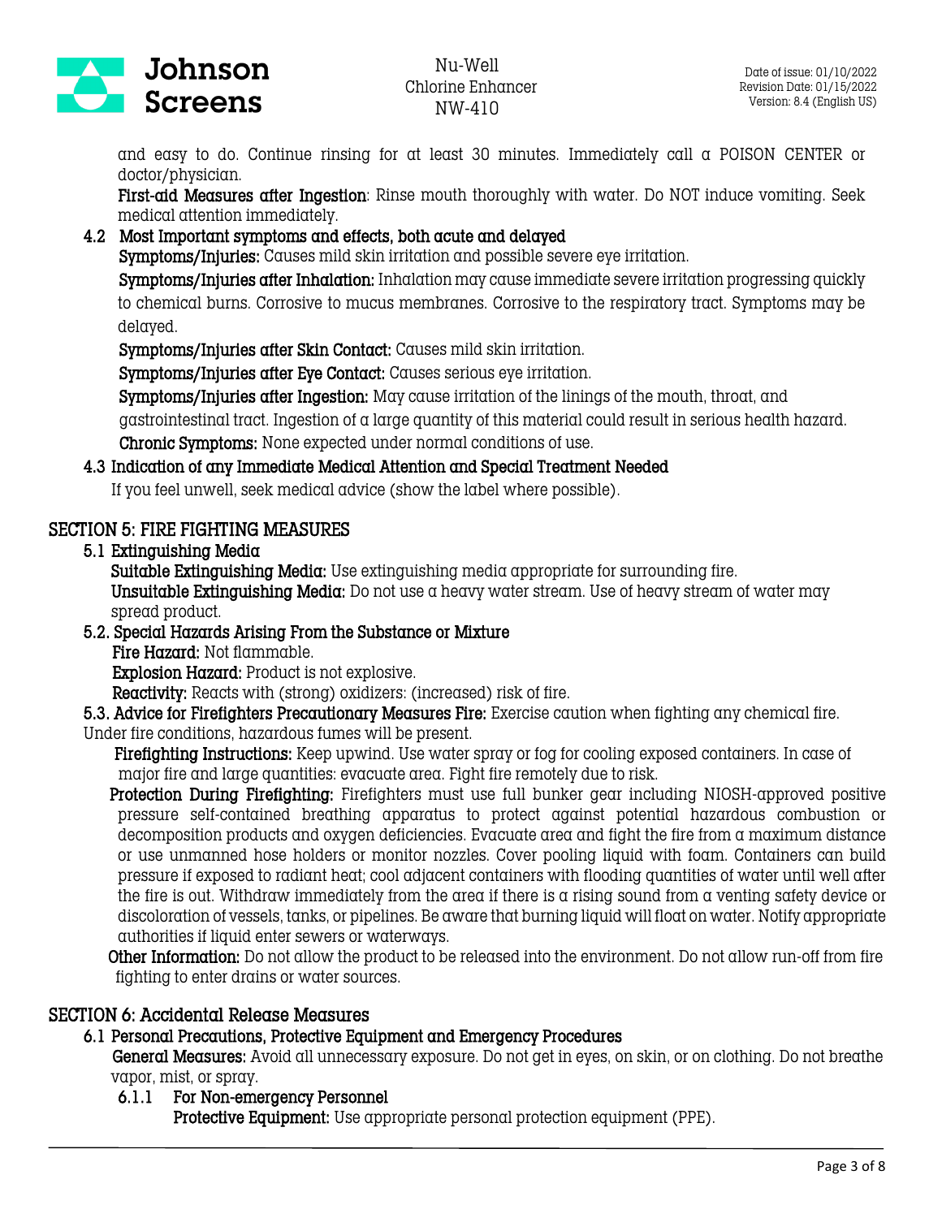and easy to do. Continue rinsing for at least 30 minutes. Immediately call a POISON CENTER or doctor/physician.

**First-aid Measures after Ingestion**: Rinse mouth thoroughly with water. Do NOT induce vomiting. Seek medical attention immediately.

### 4.2 Most Important symptoms and effects, both acute and delayed

**Symptoms/Injuries:** Causes mild skin irritation and possible severe eye irritation.

**Symptoms/Injuries after Inhalation:** Inhalation may cause immediate severe irritation progressing quickly to chemical burns. Corrosive to mucus membranes. Corrosive to the respiratory tract. Symptoms may be delayed.

**Symptoms/Injuries after Skin Contact:** Causes mild skin irritation.

**Symptoms/Injuries after Eye Contact:** Causes serious eye irritation.

**Symptoms/Injuries after Ingestion:** May cause irritation of the linings of the mouth, throat, and gastrointestinal tract. Ingestion of a large quantity of this material could result in serious health hazard.

**Chronic Symptoms:** None expected under normal conditions of use.

### 4.3 Indication of any Immediate Medical Attention and Special Treatment Needed

If you feel unwell, seek medical advice (show the label where possible).

## SECTION 5: FIRE FIGHTING MEASURES

### 5.1 Extinguishing Media

**Suitable Extinguishing Media:** Use extinguishing media appropriate for surrounding fire.

**Unsuitable Extinguishing Media:** Do not use a heavy water stream. Use of heavy stream of water may spread product.

### 5.2. Special Hazards Arising From the Substance or Mixture

**Fire Hazard:** Not flammable.

**Explosion Hazard:** Product is not explosive.

**Reactivity:** Reacts with (strong) oxidizers: (increased) risk of fire.

**5.3. Advice for Firefighters Precautionary Measures Fire:** Exercise caution when fighting any chemical fire. Under fire conditions, hazardous fumes will be present.

**Firefighting Instructions:** Keep upwind. Use water spray or fog for cooling exposed containers. In case of major fire and large quantities: evacuate area. Fight fire remotely due to risk.

**Protection During Firefighting:** Firefighters must use full bunker gear including NIOSH-approved positive pressure self-contained breathing apparatus to protect against potential hazardous combustion or decomposition products and oxygen deficiencies. Evacuate area and fight the fire from a maximum distance or use unmanned hose holders or monitor nozzles. Cover pooling liquid with foam. Containers can build pressure if exposed to radiant heat; cool adjacent containers with flooding quantities of water until well after the fire is out. Withdraw immediately from the area if there is a rising sound from a venting safety device or discoloration of vessels, tanks, or pipelines. Be aware that burning liquid will float on water. Notify appropriate authorities if liquid enter sewers or waterways.

**Other Information:** Do not allow the product to be released into the environment. Do not allow run-off from fire fighting to enter drains or water sources.

## SECTION 6: Accidental Release Measures

### 6.1 Personal Precautions, Protective Equipment and Emergency Procedures

**General Measures:** Avoid all unnecessary exposure. Do not get in eyes, on skin, or on clothing. Do not breathe vapor, mist, or spray.

#### 6.1.1 For Non-emergency Personnel

**Protective Equipment:** Use appropriate personal protection equipment (PPE).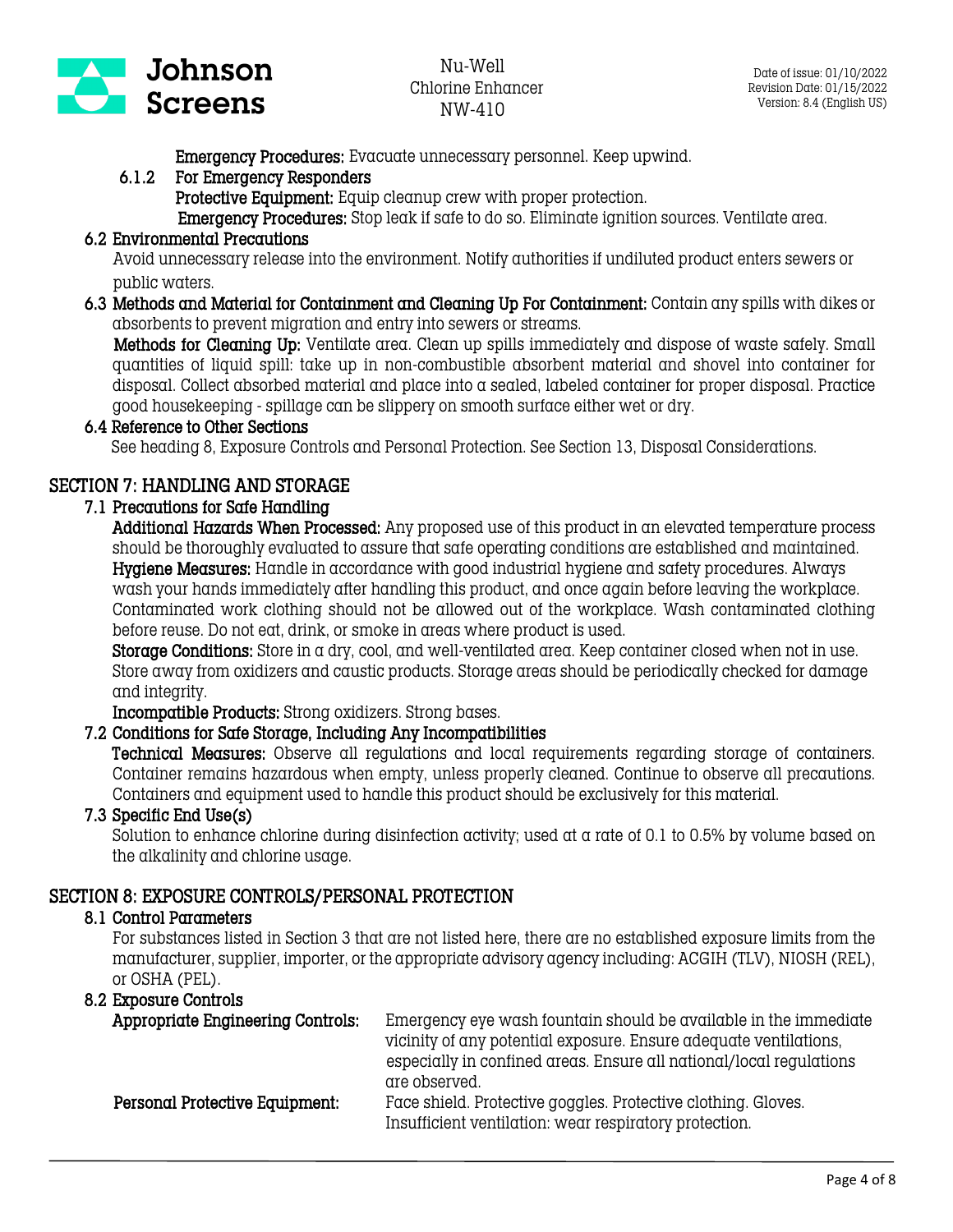**Emergency Procedures:** Evacuate unnecessary personnel. Keep upwind.

#### 6.1.2 For Emergency Responders

**Protective Equipment:** Equip cleanup crew with proper protection.

**Emergency Procedures:** Stop leak if safe to do so. Eliminate ignition sources. Ventilate area.

### 6.2 Environmental Precautions

Avoid unnecessary release into the environment. Notify authorities if undiluted product enters sewers or public waters.

### 6.3 Methods and Material for Containment and Cleaning Up For Containment:

Contain any spills with dikes or absorbents to prevent migration and entry into sewers or streams.

**Methods for Cleaning Up:** Ventilate area. Clean up spills immediately and dispose of waste safely. Small quantities of liquid spill: take up in non-combustible absorbent material and shovel into container for disposal. Collect absorbed material and place into a sealed, labeled container for proper disposal. Practice good housekeeping - spillage can be slippery on smooth surface either wet or dry.

### 6.4 Reference to Other Sections

See heading 8, Exposure Controls and Personal Protection. See Section 13, Disposal Considerations.

## SECTION 7: HANDLING AND STORAGE

### 7.1 Precautions for Safe Handling

**Additional Hazards When Processed:** Any proposed use of this product in an elevated temperature process should be thoroughly evaluated to assure that safe operating conditions are established and maintained.

**Hygiene Measures:** Handle in accordance with good industrial hygiene and safety procedures. Always wash your hands immediately after handling this product, and once again before leaving the workplace. Contaminated work clothing should not be allowed out of the workplace. Wash contaminated clothing before reuse. Do not eat, drink, or smoke in areas where product is used.

**Storage Conditions:** Store in a dry, cool, and well-ventilated area. Keep container closed when not in use. Store away from oxidizers and caustic products. Storage areas should be periodically checked for damage and integrity.

**Incompatible Products:** Strong oxidizers. Strong bases.

### 7.2 Conditions for Safe Storage, Including Any Incompatibilities

**Technical Measures:** Observe all regulations and local requirements regarding storage of containers. Container remains hazardous when empty, unless properly cleaned. Continue to observe all precautions. Containers and equipment used to handle this product should be exclusively for this material.

### 7.3 Specific End Use(s)

Solution to enhance chlorine during disinfection activity; used at a rate of 0.1 to 0.5% by volume based on the alkalinity and chlorine usage.

## SECTION 8: EXPOSURE CONTROLS/PERSONAL PROTECTION

### 8.1 Control Parameters

For substances listed in Section 3 that are not listed here, there are no established exposure limits from the manufacturer, supplier, importer, or the appropriate advisory agency including: ACGIH (TLV), NIOSH (REL), or OSHA (PEL).

### 8.2 Exposure Controls

**Appropriate Engineering Controls:** Emergency eye wash fountain should be available in the immediate vicinity of any potential exposure. Ensure adequate ventilations, especially in confined areas. Ensure all national/local regulations are observed.

**Personal Protective Equipment:** Face shield. Protective goggles. Protective clothing. Gloves. Insufficient ventilation: wear respiratory protection.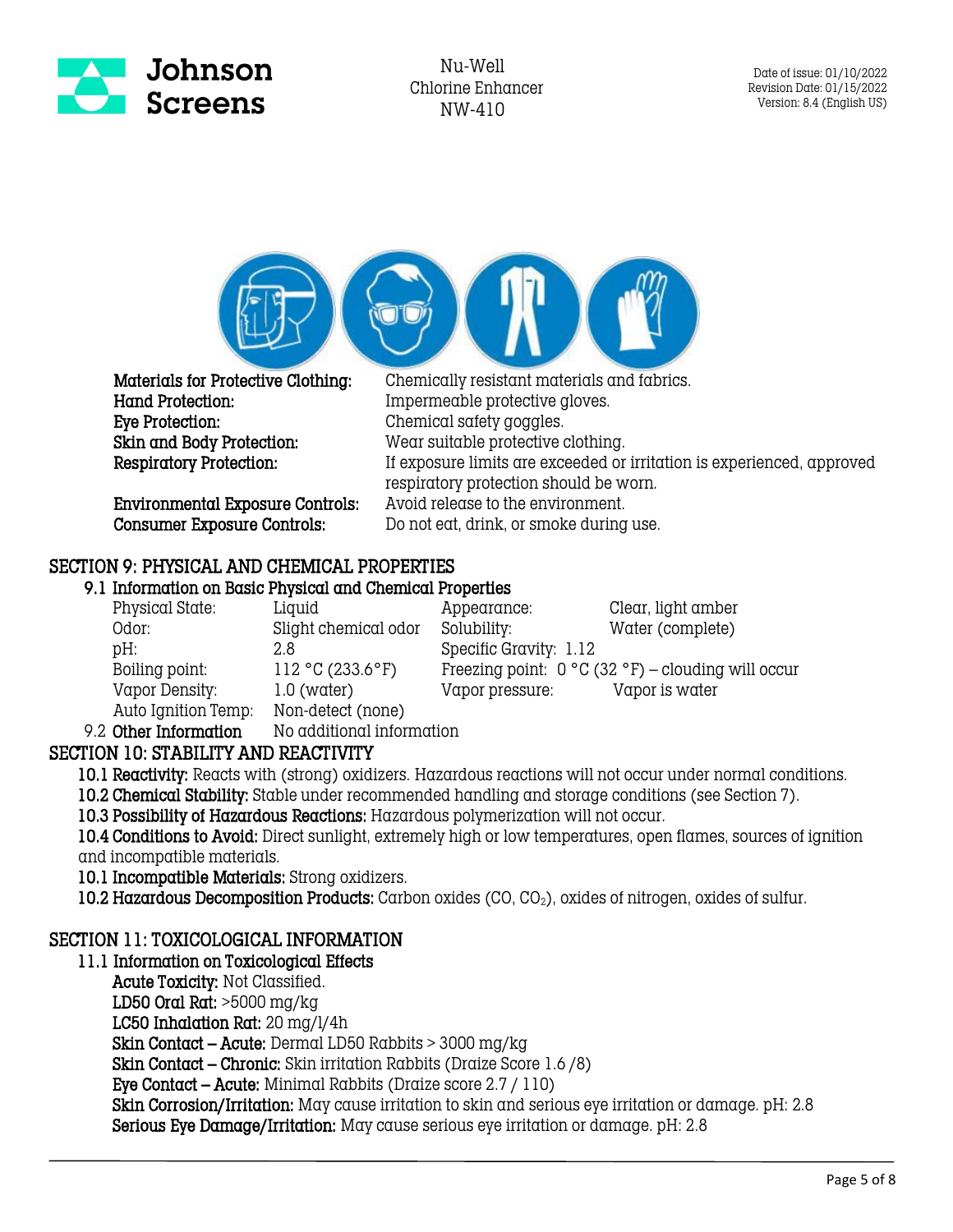| | |
|---|---|
| **Materials for Protective Clothing:** | Chemically resistant materials and fabrics. |
| **Hand Protection:** | Impermeable protective gloves. |
| **Eye Protection:** | Chemical safety goggles. |
| **Skin and Body Protection:** | Wear suitable protective clothing. |
| **Respiratory Protection:** | If exposure limits are exceeded or irritation is experienced, approved respiratory protection should be worn. |
| **Environmental Exposure Controls:** | Avoid release to the environment. |
| **Consumer Exposure Controls:** | Do not eat, drink, or smoke during use. |

## SECTION 9: PHYSICAL AND CHEMICAL PROPERTIES

### 9.1 Information on Basic Physical and Chemical Properties

| | | | |
|---|---|---|---|
| Physical State: | Liquid | Appearance: | Clear, light amber |
| Odor: | Slight chemical odor | Solubility: | Water (complete) |
| pH: | 2.8 | Specific Gravity: 1.12 | |
| Boiling point: | 112 °C (233.6°F) | Freezing point: 0 °C (32 °F) – clouding will occur | |
| Vapor Density: | 1.0 (water) | Vapor pressure: | Vapor is water |
| Auto Ignition Temp: | Non-detect (none) | | |

9.2 **Other Information** No additional information

## SECTION 10: STABILITY AND REACTIVITY

**10.1 Reactivity:** Reacts with (strong) oxidizers. Hazardous reactions will not occur under normal conditions.

**10.2 Chemical Stability:** Stable under recommended handling and storage conditions (see Section 7).

**10.3 Possibility of Hazardous Reactions:** Hazardous polymerization will not occur.

**10.4 Conditions to Avoid:** Direct sunlight, extremely high or low temperatures, open flames, sources of ignition and incompatible materials.

**10.1 Incompatible Materials:** Strong oxidizers.

**10.2 Hazardous Decomposition Products:** Carbon oxides (CO, $CO_2$), oxides of nitrogen, oxides of sulfur.

## SECTION 11: TOXICOLOGICAL INFORMATION

### 11.1 Information on Toxicological Effects

**Acute Toxicity:** Not Classified.

**LD50 Oral Rat:** >5000 mg/kg

**LC50 Inhalation Rat:** 20 mg/l/4h

**Skin Contact – Acute:** Dermal LD50 Rabbits > 3000 mg/kg

**Skin Contact – Chronic:** Skin irritation Rabbits (Draize Score 1.6 /8)

**Eye Contact – Acute:** Minimal Rabbits (Draize score 2.7 / 110)

**Skin Corrosion/Irritation:** May cause irritation to skin and serious eye irritation or damage. pH: 2.8

**Serious Eye Damage/Irritation:** May cause serious eye irritation or damage. pH: 2.8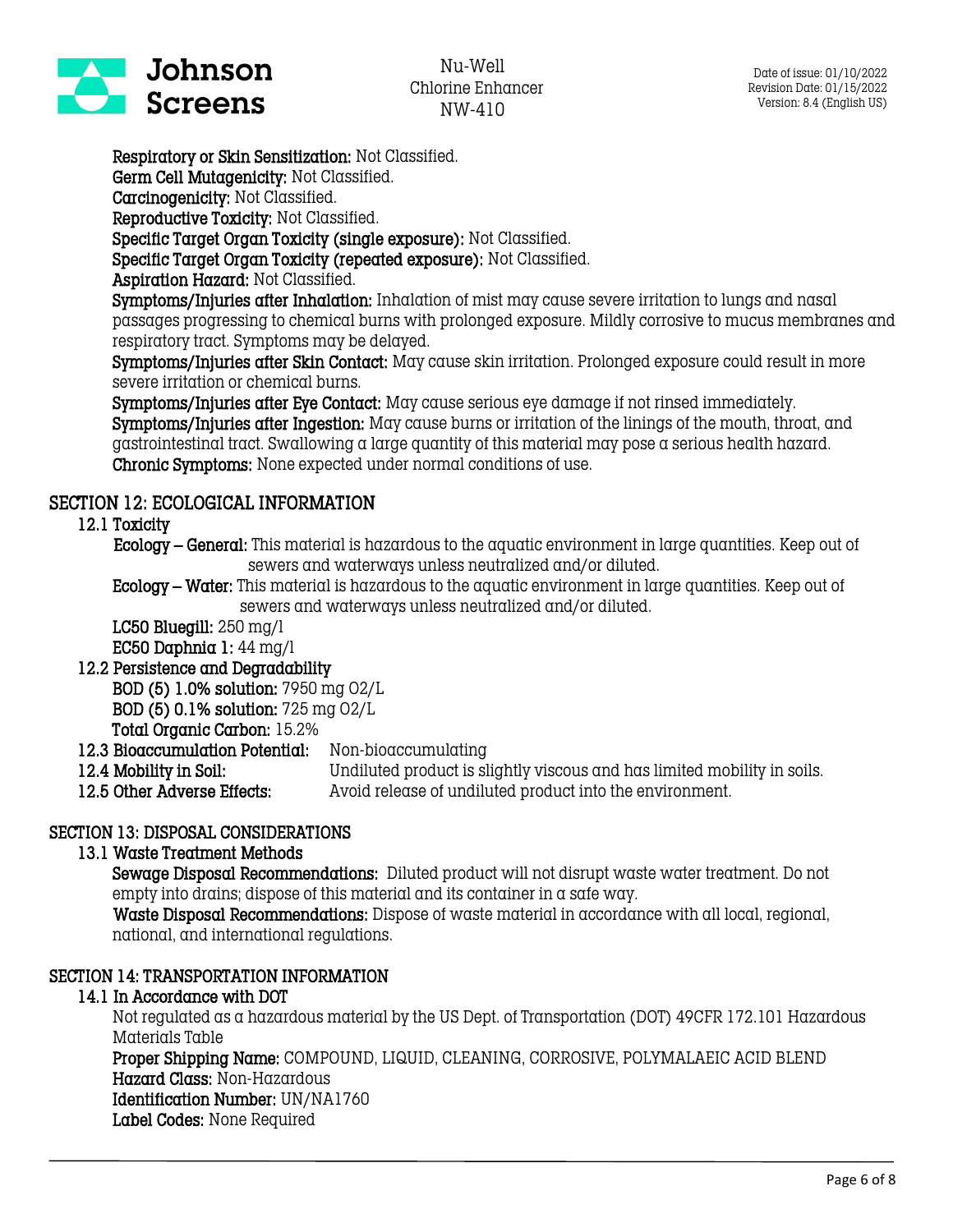**Respiratory or Skin Sensitization:** Not Classified.
**Germ Cell Mutagenicity:** Not Classified.
**Carcinogenicity:** Not Classified.
**Reproductive Toxicity:** Not Classified.
**Specific Target Organ Toxicity (single exposure):** Not Classified.
**Specific Target Organ Toxicity (repeated exposure):** Not Classified.
**Aspiration Hazard:** Not Classified.
**Symptoms/Injuries after Inhalation:** Inhalation of mist may cause severe irritation to lungs and nasal passages progressing to chemical burns with prolonged exposure. Mildly corrosive to mucus membranes and respiratory tract. Symptoms may be delayed.
**Symptoms/Injuries after Skin Contact:** May cause skin irritation. Prolonged exposure could result in more severe irritation or chemical burns.
**Symptoms/Injuries after Eye Contact:** May cause serious eye damage if not rinsed immediately.
**Symptoms/Injuries after Ingestion:** May cause burns or irritation of the linings of the mouth, throat, and gastrointestinal tract. Swallowing a large quantity of this material may pose a serious health hazard.
**Chronic Symptoms:** None expected under normal conditions of use.

## SECTION 12: ECOLOGICAL INFORMATION

### 12.1 Toxicity

**Ecology – General:** This material is hazardous to the aquatic environment in large quantities. Keep out of sewers and waterways unless neutralized and/or diluted.
**Ecology – Water:** This material is hazardous to the aquatic environment in large quantities. Keep out of sewers and waterways unless neutralized and/or diluted.
**LC50 Bluegill:** 250 mg/l
**EC50 Daphnia 1:** 44 mg/l

### 12.2 Persistence and Degradability

**BOD (5) 1.0% solution:** 7950 mg O2/L
**BOD (5) 0.1% solution:** 725 mg O2/L
**Total Organic Carbon:** 15.2%

**12.3 Bioaccumulation Potential:** Non-bioaccumulating
**12.4 Mobility in Soil:** Undiluted product is slightly viscous and has limited mobility in soils.
**12.5 Other Adverse Effects:** Avoid release of undiluted product into the environment.

## SECTION 13: DISPOSAL CONSIDERATIONS

### 13.1 Waste Treatment Methods

**Sewage Disposal Recommendations:** Diluted product will not disrupt waste water treatment. Do not empty into drains; dispose of this material and its container in a safe way.
**Waste Disposal Recommendations:** Dispose of waste material in accordance with all local, regional, national, and international regulations.

## SECTION 14: TRANSPORTATION INFORMATION

### 14.1 In Accordance with DOT

Not regulated as a hazardous material by the US Dept. of Transportation (DOT) 49CFR 172.101 Hazardous Materials Table
**Proper Shipping Name:** COMPOUND, LIQUID, CLEANING, CORROSIVE, POLYMALAEIC ACID BLEND
**Hazard Class:** Non-Hazardous
**Identification Number:** UN/NA1760
**Label Codes:** None Required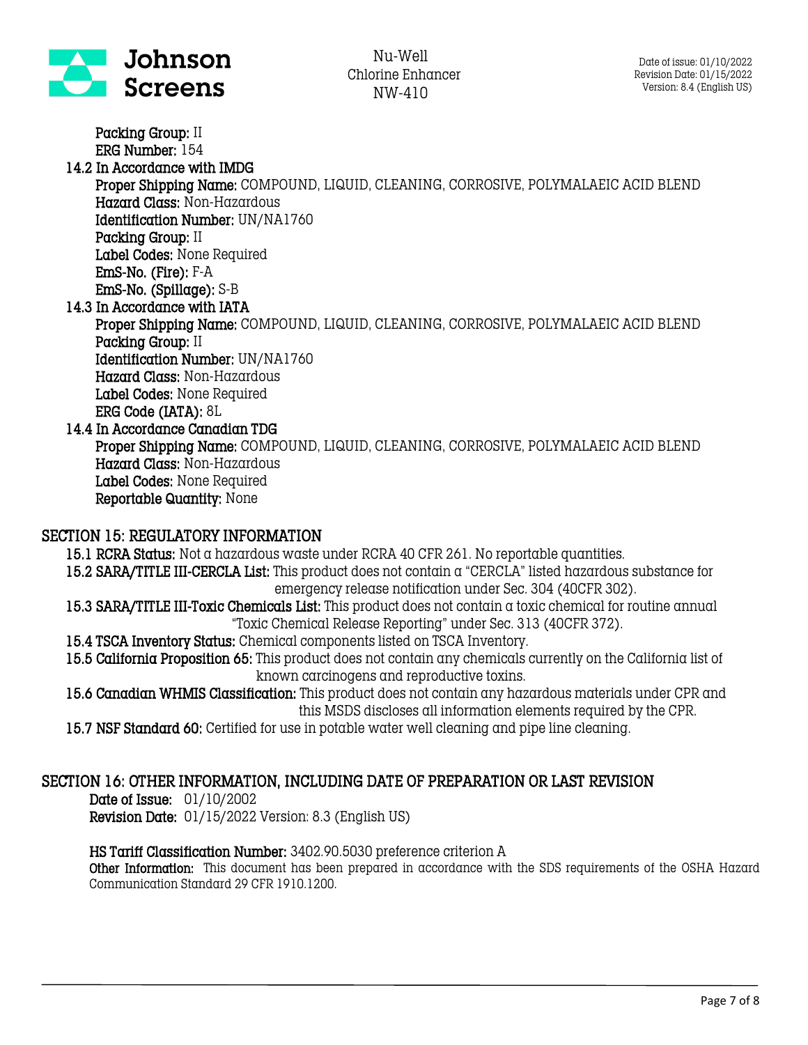**Packing Group:** II
**ERG Number:** 154

**14.2 In Accordance with IMDG**

**Proper Shipping Name:** COMPOUND, LIQUID, CLEANING, CORROSIVE, POLYMALAEIC ACID BLEND
**Hazard Class:** Non-Hazardous
**Identification Number:** UN/NA1760
**Packing Group:** II
**Label Codes:** None Required
**EmS-No. (Fire):** F-A
**EmS-No. (Spillage):** S-B

**14.3 In Accordance with IATA**

**Proper Shipping Name:** COMPOUND, LIQUID, CLEANING, CORROSIVE, POLYMALAEIC ACID BLEND
**Packing Group:** II
**Identification Number:** UN/NA1760
**Hazard Class:** Non-Hazardous
**Label Codes:** None Required
**ERG Code (IATA):** 8L

**14.4 In Accordance Canadian TDG**

**Proper Shipping Name:** COMPOUND, LIQUID, CLEANING, CORROSIVE, POLYMALAEIC ACID BLEND
**Hazard Class:** Non-Hazardous
**Label Codes:** None Required
**Reportable Quantity:** None

## SECTION 15: REGULATORY INFORMATION

**15.1 RCRA Status:** Not a hazardous waste under RCRA 40 CFR 261. No reportable quantities.

**15.2 SARA/TITLE III-CERCLA List:** This product does not contain a "CERCLA" listed hazardous substance for emergency release notification under Sec. 304 (40CFR 302).

**15.3 SARA/TITLE III-Toxic Chemicals List:** This product does not contain a toxic chemical for routine annual "Toxic Chemical Release Reporting" under Sec. 313 (40CFR 372).

**15.4 TSCA Inventory Status:** Chemical components listed on TSCA Inventory.

**15.5 California Proposition 65:** This product does not contain any chemicals currently on the California list of known carcinogens and reproductive toxins.

**15.6 Canadian WHMIS Classification:** This product does not contain any hazardous materials under CPR and this MSDS discloses all information elements required by the CPR.

**15.7 NSF Standard 60:** Certified for use in potable water well cleaning and pipe line cleaning.

## SECTION 16: OTHER INFORMATION, INCLUDING DATE OF PREPARATION OR LAST REVISION

**Date of Issue:** 01/10/2002
**Revision Date:** 01/15/2022 Version: 8.3 (English US)

**HS Tariff Classification Number:** 3402.90.5030 preference criterion A
**Other Information:** This document has been prepared in accordance with the SDS requirements of the OSHA Hazard Communication Standard 29 CFR 1910.1200.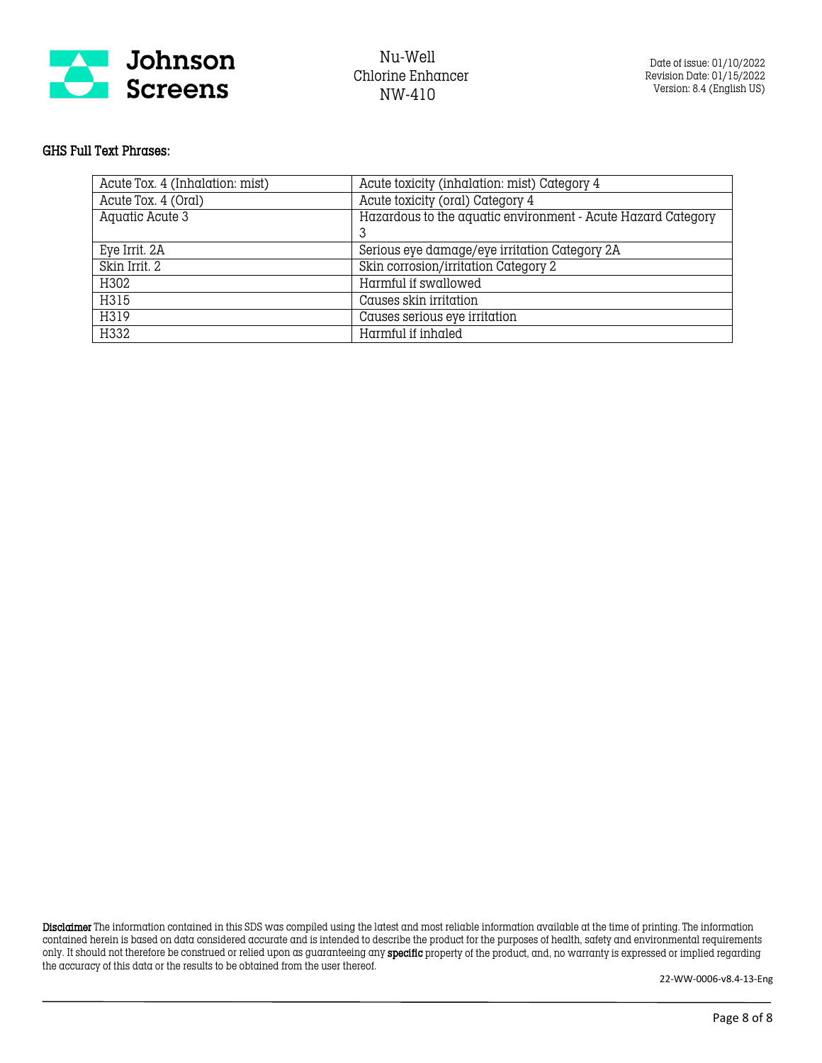#### GHS Full Text Phrases:

| | |
|---|---|
| Acute Tox. 4 (Inhalation: mist) | Acute toxicity (inhalation: mist) Category 4 |
| Acute Tox. 4 (Oral) | Acute toxicity (oral) Category 4 |
| Aquatic Acute 3 | Hazardous to the aquatic environment - Acute Hazard Category 3 |
| Eye Irrit. 2A | Serious eye damage/eye irritation Category 2A |
| Skin Irrit. 2 | Skin corrosion/irritation Category 2 |
| H302 | Harmful if swallowed |
| H315 | Causes skin irritation |
| H319 | Causes serious eye irritation |
| H332 | Harmful if inhaled |

**Disclaimer** The information contained in this SDS was compiled using the latest and most reliable information available at the time of printing. The information contained herein is based on data considered accurate and is intended to describe the product for the purposes of health, safety and environmental requirements only. It should not therefore be construed or relied upon as guaranteeing any **specific** property of the product, and, no warranty is expressed or implied regarding the accuracy of this data or the results to be obtained from the user thereof.

22-WW-0006-v8.4-13-Eng